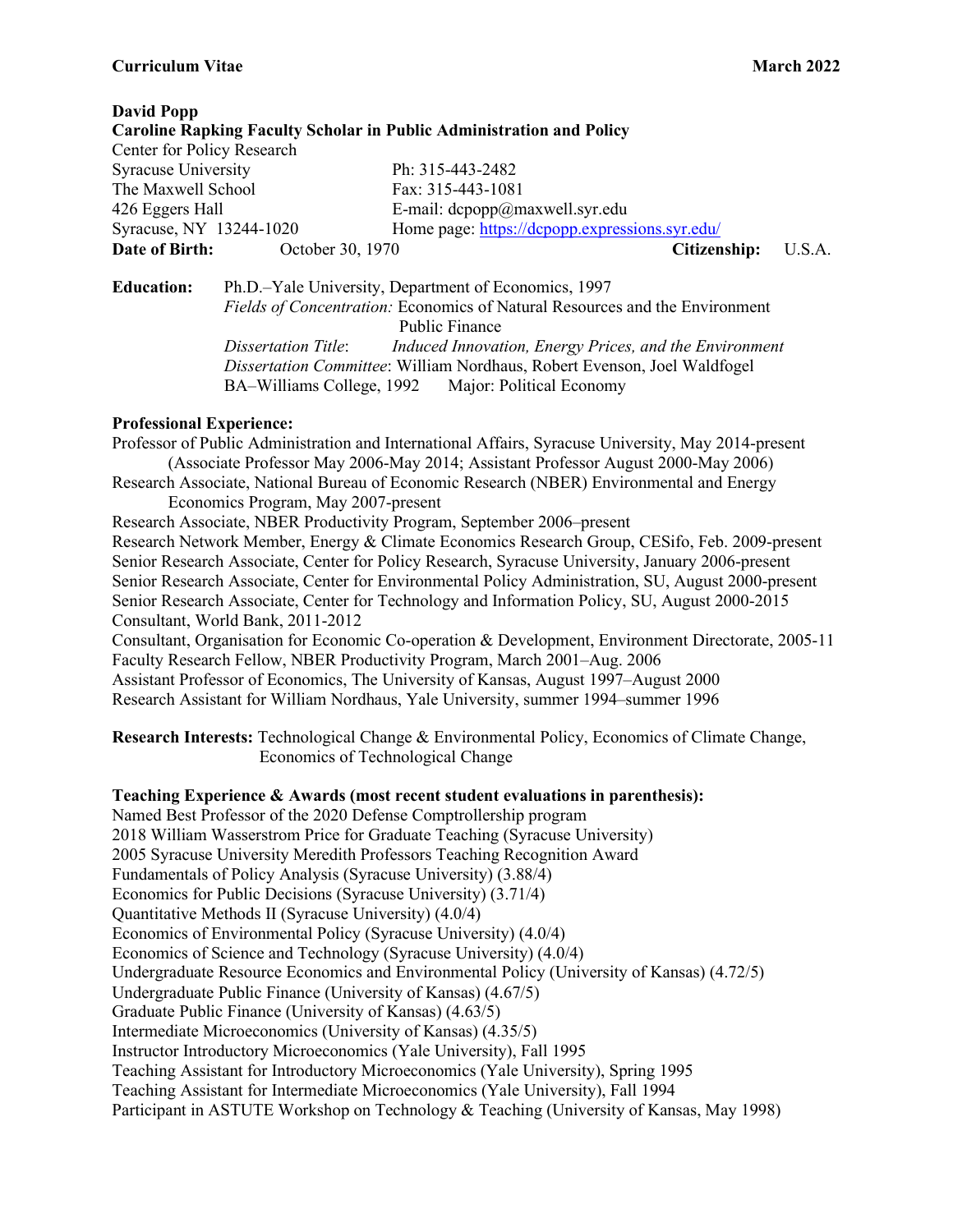**Curriculum Vitae** **March 2022**

**David Popp**
**Caroline Rapking Faculty Scholar in Public Administration and Policy**
Center for Policy Research
Syracuse University
The Maxwell School
426 Eggers Hall
Syracuse, NY 13244-1020

Ph: 315-443-2482
Fax: 315-443-1081
E-mail: dcpopp@maxwell.syr.edu
Home page: https://dcpopp.expressions.syr.edu/

**Date of Birth:** October 30, 1970 **Citizenship:** U.S.A.

**Education:** Ph.D.–Yale University, Department of Economics, 1997
*Fields of Concentration:* Economics of Natural Resources and the Environment
Public Finance
*Dissertation Title*: *Induced Innovation, Energy Prices, and the Environment*
*Dissertation Committee*: William Nordhaus, Robert Evenson, Joel Waldfogel
BA–Williams College, 1992 Major: Political Economy

**Professional Experience:**

Professor of Public Administration and International Affairs, Syracuse University, May 2014-present
(Associate Professor May 2006-May 2014; Assistant Professor August 2000-May 2006)
Research Associate, National Bureau of Economic Research (NBER) Environmental and Energy Economics Program, May 2007-present
Research Associate, NBER Productivity Program, September 2006–present
Research Network Member, Energy & Climate Economics Research Group, CESifo, Feb. 2009-present
Senior Research Associate, Center for Policy Research, Syracuse University, January 2006-present
Senior Research Associate, Center for Environmental Policy Administration, SU, August 2000-present
Senior Research Associate, Center for Technology and Information Policy, SU, August 2000-2015
Consultant, World Bank, 2011-2012
Consultant, Organisation for Economic Co-operation & Development, Environment Directorate, 2005-11
Faculty Research Fellow, NBER Productivity Program, March 2001–Aug. 2006
Assistant Professor of Economics, The University of Kansas, August 1997–August 2000
Research Assistant for William Nordhaus, Yale University, summer 1994–summer 1996

**Research Interests:** Technological Change & Environmental Policy, Economics of Climate Change, Economics of Technological Change

**Teaching Experience & Awards (most recent student evaluations in parenthesis):**

Named Best Professor of the 2020 Defense Comptrollership program
2018 William Wasserstrom Price for Graduate Teaching (Syracuse University)
2005 Syracuse University Meredith Professors Teaching Recognition Award
Fundamentals of Policy Analysis (Syracuse University) (3.88/4)
Economics for Public Decisions (Syracuse University) (3.71/4)
Quantitative Methods II (Syracuse University) (4.0/4)
Economics of Environmental Policy (Syracuse University) (4.0/4)
Economics of Science and Technology (Syracuse University) (4.0/4)
Undergraduate Resource Economics and Environmental Policy (University of Kansas) (4.72/5)
Undergraduate Public Finance (University of Kansas) (4.67/5)
Graduate Public Finance (University of Kansas) (4.63/5)
Intermediate Microeconomics (University of Kansas) (4.35/5)
Instructor Introductory Microeconomics (Yale University), Fall 1995
Teaching Assistant for Introductory Microeconomics (Yale University), Spring 1995
Teaching Assistant for Intermediate Microeconomics (Yale University), Fall 1994
Participant in ASTUTE Workshop on Technology & Teaching (University of Kansas, May 1998)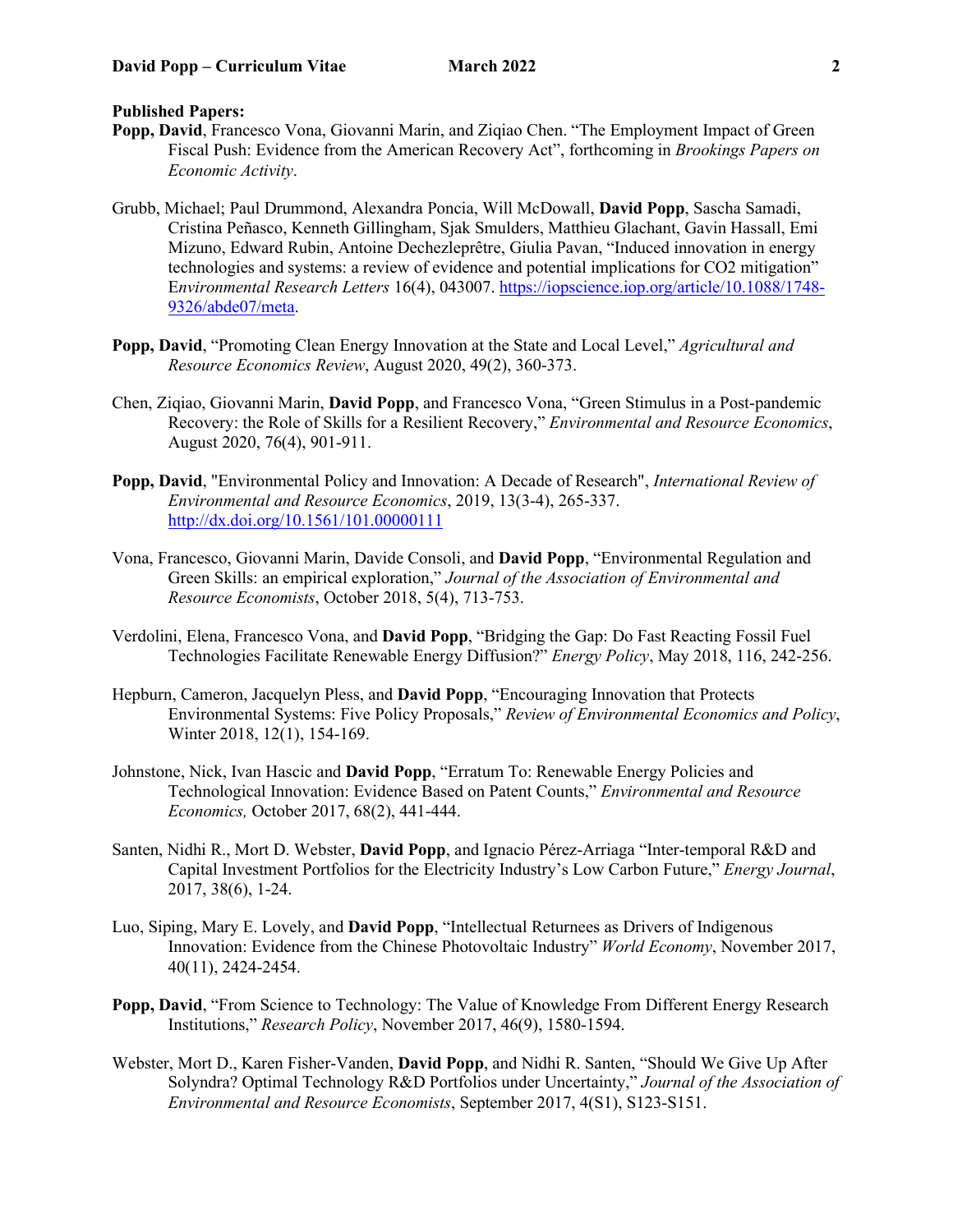**Published Papers:**

**Popp, David**, Francesco Vona, Giovanni Marin, and Ziqiao Chen. "The Employment Impact of Green Fiscal Push: Evidence from the American Recovery Act", forthcoming in *Brookings Papers on Economic Activity*.

Grubb, Michael; Paul Drummond, Alexandra Poncia, Will McDowall, **David Popp**, Sascha Samadi, Cristina Peñasco, Kenneth Gillingham, Sjak Smulders, Matthieu Glachant, Gavin Hassall, Emi Mizuno, Edward Rubin, Antoine Dechezleprêtre, Giulia Pavan, "Induced innovation in energy technologies and systems: a review of evidence and potential implications for CO2 mitigation" E*nvironmental Research Letters* 16(4), 043007. https://iopscience.iop.org/article/10.1088/1748-9326/abde07/meta.

**Popp, David**, "Promoting Clean Energy Innovation at the State and Local Level," *Agricultural and Resource Economics Review*, August 2020, 49(2), 360-373.

Chen, Ziqiao, Giovanni Marin, **David Popp**, and Francesco Vona, "Green Stimulus in a Post-pandemic Recovery: the Role of Skills for a Resilient Recovery," *Environmental and Resource Economics*, August 2020, 76(4), 901-911.

**Popp, David**, "Environmental Policy and Innovation: A Decade of Research", *International Review of Environmental and Resource Economics*, 2019, 13(3-4), 265-337. http://dx.doi.org/10.1561/101.00000111

Vona, Francesco, Giovanni Marin, Davide Consoli, and **David Popp**, "Environmental Regulation and Green Skills: an empirical exploration," *Journal of the Association of Environmental and Resource Economists*, October 2018, 5(4), 713-753.

Verdolini, Elena, Francesco Vona, and **David Popp**, "Bridging the Gap: Do Fast Reacting Fossil Fuel Technologies Facilitate Renewable Energy Diffusion?" *Energy Policy*, May 2018, 116, 242-256.

Hepburn, Cameron, Jacquelyn Pless, and **David Popp**, "Encouraging Innovation that Protects Environmental Systems: Five Policy Proposals," *Review of Environmental Economics and Policy*, Winter 2018, 12(1), 154-169.

Johnstone, Nick, Ivan Hascic and **David Popp**, "Erratum To: Renewable Energy Policies and Technological Innovation: Evidence Based on Patent Counts," *Environmental and Resource Economics,* October 2017, 68(2), 441-444.

Santen, Nidhi R., Mort D. Webster, **David Popp**, and Ignacio Pérez-Arriaga "Inter-temporal R&D and Capital Investment Portfolios for the Electricity Industry's Low Carbon Future," *Energy Journal*, 2017, 38(6), 1-24.

Luo, Siping, Mary E. Lovely, and **David Popp**, "Intellectual Returnees as Drivers of Indigenous Innovation: Evidence from the Chinese Photovoltaic Industry" *World Economy*, November 2017, 40(11), 2424-2454.

**Popp, David**, "From Science to Technology: The Value of Knowledge From Different Energy Research Institutions," *Research Policy*, November 2017, 46(9), 1580-1594.

Webster, Mort D., Karen Fisher-Vanden, **David Popp**, and Nidhi R. Santen, "Should We Give Up After Solyndra? Optimal Technology R&D Portfolios under Uncertainty," *Journal of the Association of Environmental and Resource Economists*, September 2017, 4(S1), S123-S151.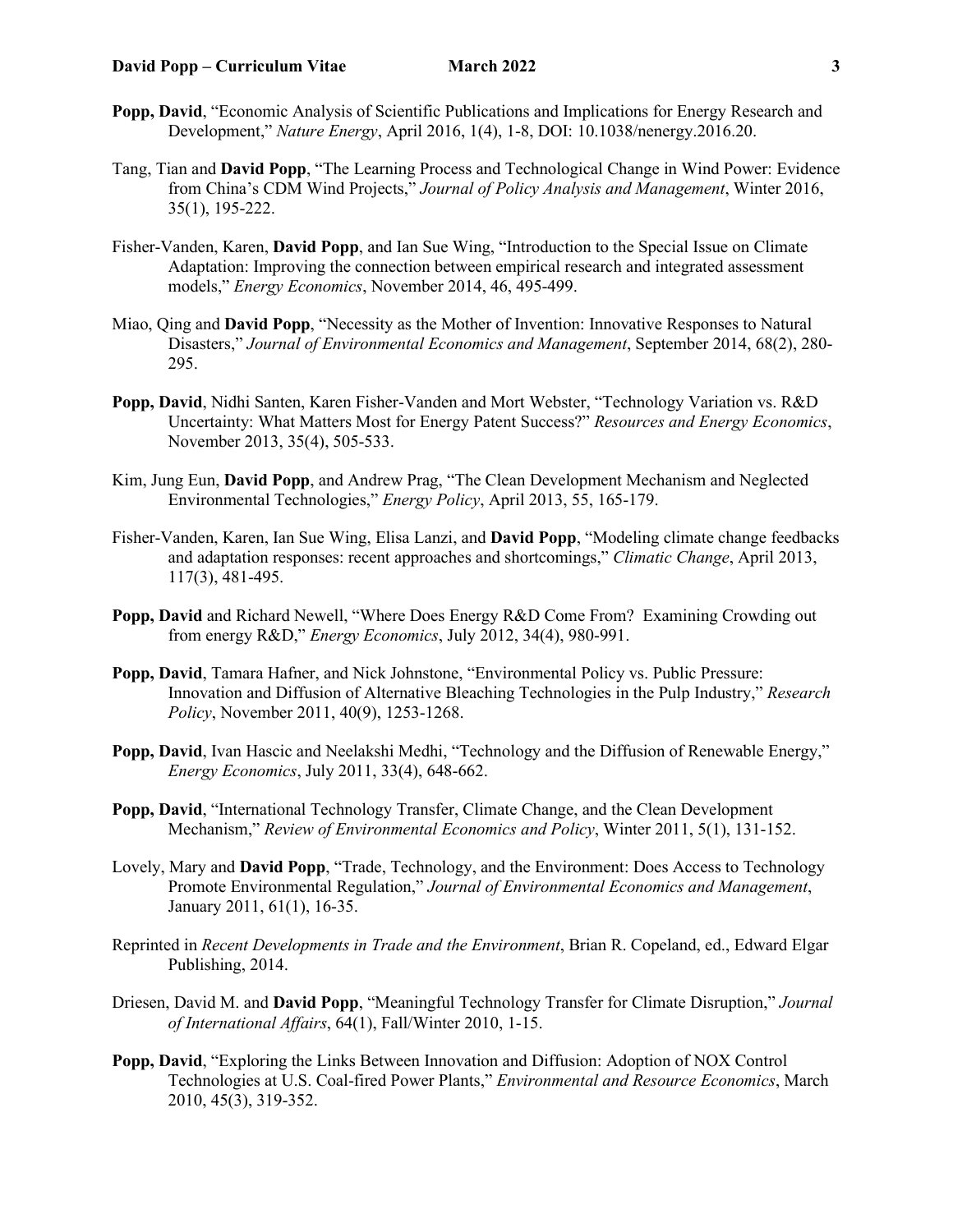**Popp, David**, "Economic Analysis of Scientific Publications and Implications for Energy Research and Development," *Nature Energy*, April 2016, 1(4), 1-8, DOI: 10.1038/nenergy.2016.20.

Tang, Tian and **David Popp**, "The Learning Process and Technological Change in Wind Power: Evidence from China's CDM Wind Projects," *Journal of Policy Analysis and Management*, Winter 2016, 35(1), 195-222.

Fisher-Vanden, Karen, **David Popp**, and Ian Sue Wing, "Introduction to the Special Issue on Climate Adaptation: Improving the connection between empirical research and integrated assessment models," *Energy Economics*, November 2014, 46, 495-499.

Miao, Qing and **David Popp**, "Necessity as the Mother of Invention: Innovative Responses to Natural Disasters," *Journal of Environmental Economics and Management*, September 2014, 68(2), 280-295.

**Popp, David**, Nidhi Santen, Karen Fisher-Vanden and Mort Webster, "Technology Variation vs. R&D Uncertainty: What Matters Most for Energy Patent Success?" *Resources and Energy Economics*, November 2013, 35(4), 505-533.

Kim, Jung Eun, **David Popp**, and Andrew Prag, "The Clean Development Mechanism and Neglected Environmental Technologies," *Energy Policy*, April 2013, 55, 165-179.

Fisher-Vanden, Karen, Ian Sue Wing, Elisa Lanzi, and **David Popp**, "Modeling climate change feedbacks and adaptation responses: recent approaches and shortcomings," *Climatic Change*, April 2013, 117(3), 481-495.

**Popp, David** and Richard Newell, "Where Does Energy R&D Come From? Examining Crowding out from energy R&D," *Energy Economics*, July 2012, 34(4), 980-991.

**Popp, David**, Tamara Hafner, and Nick Johnstone, "Environmental Policy vs. Public Pressure: Innovation and Diffusion of Alternative Bleaching Technologies in the Pulp Industry," *Research Policy*, November 2011, 40(9), 1253-1268.

**Popp, David**, Ivan Hascic and Neelakshi Medhi, "Technology and the Diffusion of Renewable Energy," *Energy Economics*, July 2011, 33(4), 648-662.

**Popp, David**, "International Technology Transfer, Climate Change, and the Clean Development Mechanism," *Review of Environmental Economics and Policy*, Winter 2011, 5(1), 131-152.

Lovely, Mary and **David Popp**, "Trade, Technology, and the Environment: Does Access to Technology Promote Environmental Regulation," *Journal of Environmental Economics and Management*, January 2011, 61(1), 16-35.

Reprinted in *Recent Developments in Trade and the Environment*, Brian R. Copeland, ed., Edward Elgar Publishing, 2014.

Driesen, David M. and **David Popp**, "Meaningful Technology Transfer for Climate Disruption," *Journal of International Affairs*, 64(1), Fall/Winter 2010, 1-15.

**Popp, David**, "Exploring the Links Between Innovation and Diffusion: Adoption of NOX Control Technologies at U.S. Coal-fired Power Plants," *Environmental and Resource Economics*, March 2010, 45(3), 319-352.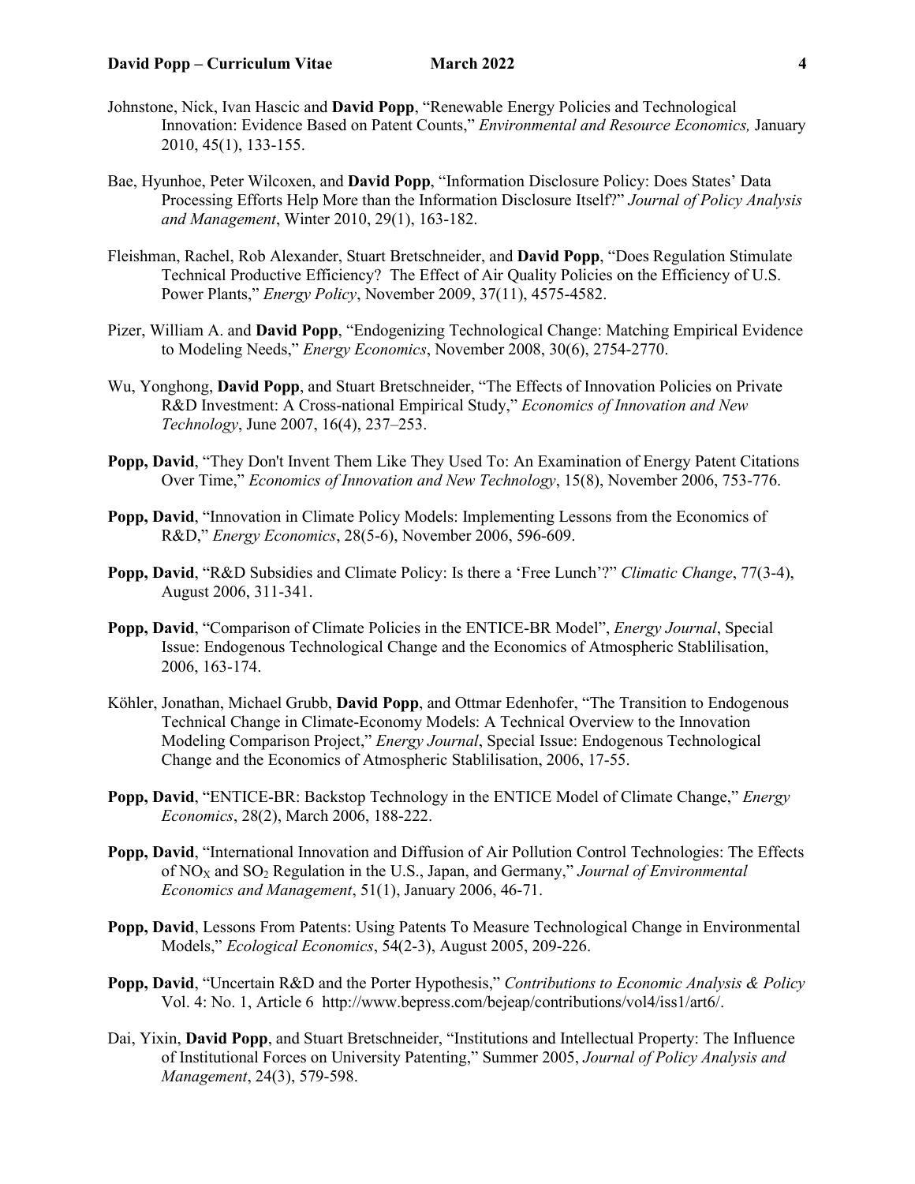Johnstone, Nick, Ivan Hascic and **David Popp**, "Renewable Energy Policies and Technological Innovation: Evidence Based on Patent Counts," *Environmental and Resource Economics,* January 2010, 45(1), 133-155.

Bae, Hyunhoe, Peter Wilcoxen, and **David Popp**, "Information Disclosure Policy: Does States' Data Processing Efforts Help More than the Information Disclosure Itself?" *Journal of Policy Analysis and Management*, Winter 2010, 29(1), 163-182.

Fleishman, Rachel, Rob Alexander, Stuart Bretschneider, and **David Popp**, "Does Regulation Stimulate Technical Productive Efficiency? The Effect of Air Quality Policies on the Efficiency of U.S. Power Plants," *Energy Policy*, November 2009, 37(11), 4575-4582.

Pizer, William A. and **David Popp**, "Endogenizing Technological Change: Matching Empirical Evidence to Modeling Needs," *Energy Economics*, November 2008, 30(6), 2754-2770.

Wu, Yonghong, **David Popp**, and Stuart Bretschneider, "The Effects of Innovation Policies on Private R&D Investment: A Cross-national Empirical Study," *Economics of Innovation and New Technology*, June 2007, 16(4), 237–253.

**Popp, David**, "They Don't Invent Them Like They Used To: An Examination of Energy Patent Citations Over Time," *Economics of Innovation and New Technology*, 15(8), November 2006, 753-776.

**Popp, David**, "Innovation in Climate Policy Models: Implementing Lessons from the Economics of R&D," *Energy Economics*, 28(5-6), November 2006, 596-609.

**Popp, David**, "R&D Subsidies and Climate Policy: Is there a 'Free Lunch'?" *Climatic Change*, 77(3-4), August 2006, 311-341.

**Popp, David**, "Comparison of Climate Policies in the ENTICE-BR Model", *Energy Journal*, Special Issue: Endogenous Technological Change and the Economics of Atmospheric Stablilisation, 2006, 163-174.

Köhler, Jonathan, Michael Grubb, **David Popp**, and Ottmar Edenhofer, "The Transition to Endogenous Technical Change in Climate-Economy Models: A Technical Overview to the Innovation Modeling Comparison Project," *Energy Journal*, Special Issue: Endogenous Technological Change and the Economics of Atmospheric Stablilisation, 2006, 17-55.

**Popp, David**, "ENTICE-BR: Backstop Technology in the ENTICE Model of Climate Change," *Energy Economics*, 28(2), March 2006, 188-222.

**Popp, David**, "International Innovation and Diffusion of Air Pollution Control Technologies: The Effects of $NO_X$ and $SO_2$ Regulation in the U.S., Japan, and Germany," *Journal of Environmental Economics and Management*, 51(1), January 2006, 46-71.

**Popp, David**, Lessons From Patents: Using Patents To Measure Technological Change in Environmental Models," *Ecological Economics*, 54(2-3), August 2005, 209-226.

**Popp, David**, "Uncertain R&D and the Porter Hypothesis," *Contributions to Economic Analysis & Policy* Vol. 4: No. 1, Article 6 http://www.bepress.com/bejeap/contributions/vol4/iss1/art6/.

Dai, Yixin, **David Popp**, and Stuart Bretschneider, "Institutions and Intellectual Property: The Influence of Institutional Forces on University Patenting," Summer 2005, *Journal of Policy Analysis and Management*, 24(3), 579-598.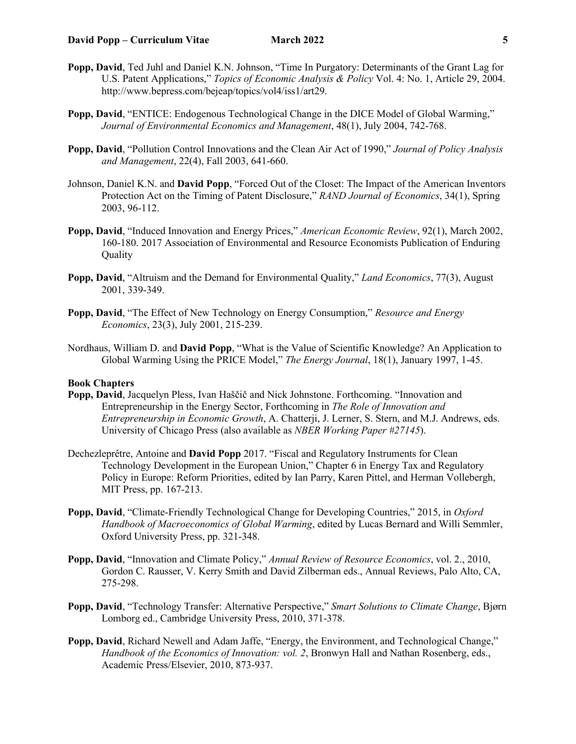**Popp, David**, Ted Juhl and Daniel K.N. Johnson, "Time In Purgatory: Determinants of the Grant Lag for U.S. Patent Applications," *Topics of Economic Analysis & Policy* Vol. 4: No. 1, Article 29, 2004. http://www.bepress.com/bejeap/topics/vol4/iss1/art29.

**Popp, David**, "ENTICE: Endogenous Technological Change in the DICE Model of Global Warming," *Journal of Environmental Economics and Management*, 48(1), July 2004, 742-768.

**Popp, David**, "Pollution Control Innovations and the Clean Air Act of 1990," *Journal of Policy Analysis and Management*, 22(4), Fall 2003, 641-660.

Johnson, Daniel K.N. and **David Popp**, "Forced Out of the Closet: The Impact of the American Inventors Protection Act on the Timing of Patent Disclosure," *RAND Journal of Economics*, 34(1), Spring 2003, 96-112.

**Popp, David**, "Induced Innovation and Energy Prices," *American Economic Review*, 92(1), March 2002, 160-180. 2017 Association of Environmental and Resource Economists Publication of Enduring Quality

**Popp, David**, "Altruism and the Demand for Environmental Quality," *Land Economics*, 77(3), August 2001, 339-349.

**Popp, David**, "The Effect of New Technology on Energy Consumption," *Resource and Energy Economics*, 23(3), July 2001, 215-239.

Nordhaus, William D. and **David Popp**, "What is the Value of Scientific Knowledge? An Application to Global Warming Using the PRICE Model," *The Energy Journal*, 18(1), January 1997, 1-45.

**Book Chapters**

**Popp, David**, Jacquelyn Pless, Ivan Haščič and Nick Johnstone. Forthcoming. "Innovation and Entrepreneurship in the Energy Sector, Forthcoming in *The Role of Innovation and Entrepreneurship in Economic Growth*, A. Chatterji, J. Lerner, S. Stern, and M.J. Andrews, eds. University of Chicago Press (also available as *NBER Working Paper #27145*).

Dechezleprêtre, Antoine and **David Popp** 2017. "Fiscal and Regulatory Instruments for Clean Technology Development in the European Union," Chapter 6 in Energy Tax and Regulatory Policy in Europe: Reform Priorities, edited by Ian Parry, Karen Pittel, and Herman Vollebergh, MIT Press, pp. 167-213.

**Popp, David**, "Climate-Friendly Technological Change for Developing Countries," 2015, in *Oxford Handbook of Macroeconomics of Global Warming*, edited by Lucas Bernard and Willi Semmler, Oxford University Press, pp. 321-348.

**Popp, David**, "Innovation and Climate Policy," *Annual Review of Resource Economics*, vol. 2., 2010, Gordon C. Rausser, V. Kerry Smith and David Zilberman eds., Annual Reviews, Palo Alto, CA, 275-298.

**Popp, David**, "Technology Transfer: Alternative Perspective," *Smart Solutions to Climate Change*, Bjørn Lomborg ed., Cambridge University Press, 2010, 371-378.

**Popp, David**, Richard Newell and Adam Jaffe, "Energy, the Environment, and Technological Change," *Handbook of the Economics of Innovation: vol. 2*, Bronwyn Hall and Nathan Rosenberg, eds., Academic Press/Elsevier, 2010, 873-937.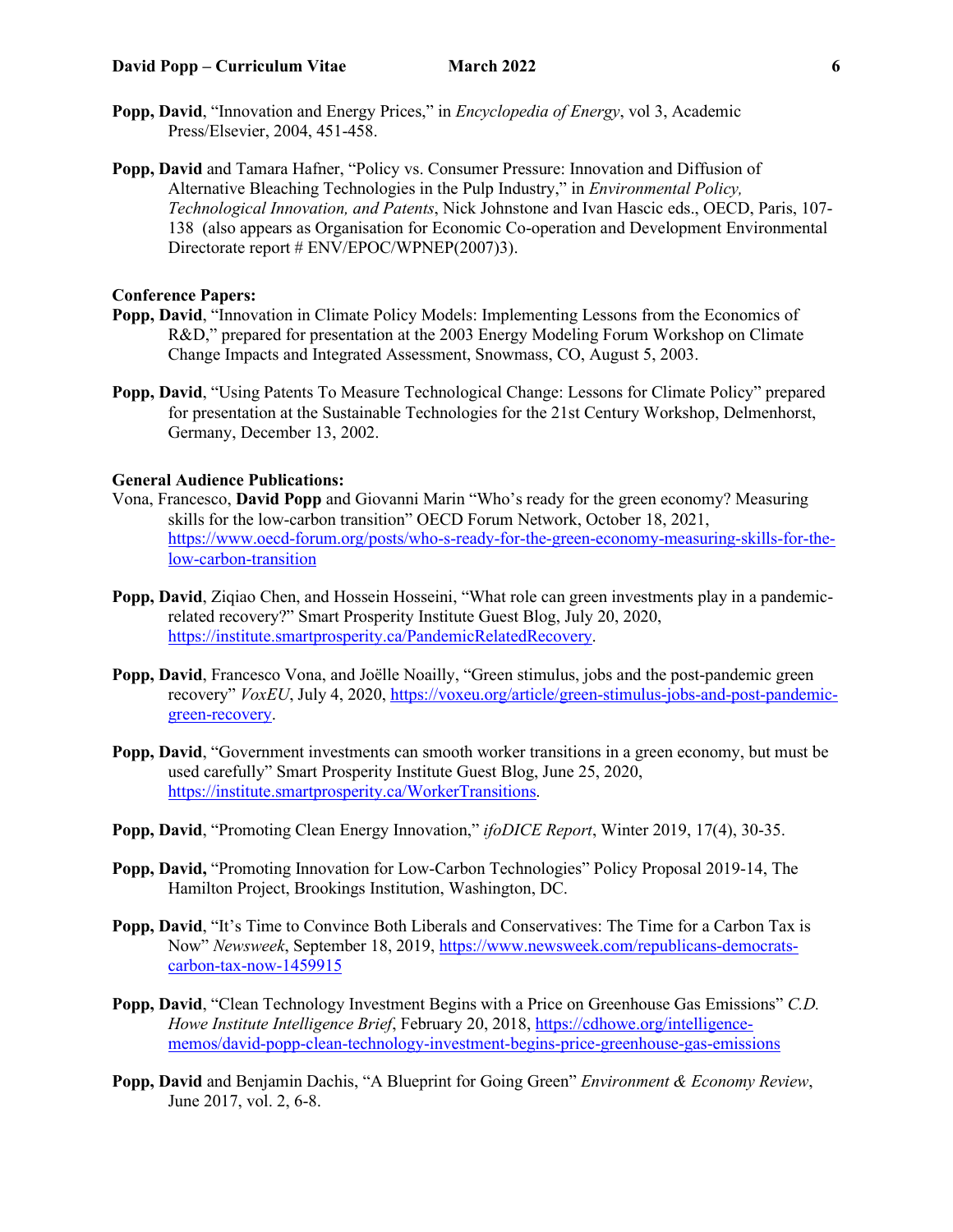**Popp, David**, "Innovation and Energy Prices," in *Encyclopedia of Energy*, vol 3, Academic Press/Elsevier, 2004, 451-458.

**Popp, David** and Tamara Hafner, "Policy vs. Consumer Pressure: Innovation and Diffusion of Alternative Bleaching Technologies in the Pulp Industry," in *Environmental Policy, Technological Innovation, and Patents*, Nick Johnstone and Ivan Hascic eds., OECD, Paris, 107-138 (also appears as Organisation for Economic Co-operation and Development Environmental Directorate report # ENV/EPOC/WPNEP(2007)3).

**Conference Papers:**

**Popp, David**, "Innovation in Climate Policy Models: Implementing Lessons from the Economics of R&D," prepared for presentation at the 2003 Energy Modeling Forum Workshop on Climate Change Impacts and Integrated Assessment, Snowmass, CO, August 5, 2003.

**Popp, David**, "Using Patents To Measure Technological Change: Lessons for Climate Policy" prepared for presentation at the Sustainable Technologies for the 21st Century Workshop, Delmenhorst, Germany, December 13, 2002.

**General Audience Publications:**

Vona, Francesco, **David Popp** and Giovanni Marin "Who's ready for the green economy? Measuring skills for the low-carbon transition" OECD Forum Network, October 18, 2021, https://www.oecd-forum.org/posts/who-s-ready-for-the-green-economy-measuring-skills-for-the-low-carbon-transition

**Popp, David**, Ziqiao Chen, and Hossein Hosseini, "What role can green investments play in a pandemic-related recovery?" Smart Prosperity Institute Guest Blog, July 20, 2020, https://institute.smartprosperity.ca/PandemicRelatedRecovery.

**Popp, David**, Francesco Vona, and Joëlle Noailly, "Green stimulus, jobs and the post-pandemic green recovery" *VoxEU*, July 4, 2020, https://voxeu.org/article/green-stimulus-jobs-and-post-pandemic-green-recovery.

**Popp, David**, "Government investments can smooth worker transitions in a green economy, but must be used carefully" Smart Prosperity Institute Guest Blog, June 25, 2020, https://institute.smartprosperity.ca/WorkerTransitions.

**Popp, David**, "Promoting Clean Energy Innovation," *ifoDICE Report*, Winter 2019, 17(4), 30-35.

**Popp, David,** "Promoting Innovation for Low-Carbon Technologies" Policy Proposal 2019-14, The Hamilton Project, Brookings Institution, Washington, DC.

**Popp, David**, "It's Time to Convince Both Liberals and Conservatives: The Time for a Carbon Tax is Now" *Newsweek*, September 18, 2019, https://www.newsweek.com/republicans-democrats-carbon-tax-now-1459915

**Popp, David**, "Clean Technology Investment Begins with a Price on Greenhouse Gas Emissions" *C.D. Howe Institute Intelligence Brief*, February 20, 2018, https://cdhowe.org/intelligence-memos/david-popp-clean-technology-investment-begins-price-greenhouse-gas-emissions

**Popp, David** and Benjamin Dachis, "A Blueprint for Going Green" *Environment & Economy Review*, June 2017, vol. 2, 6-8.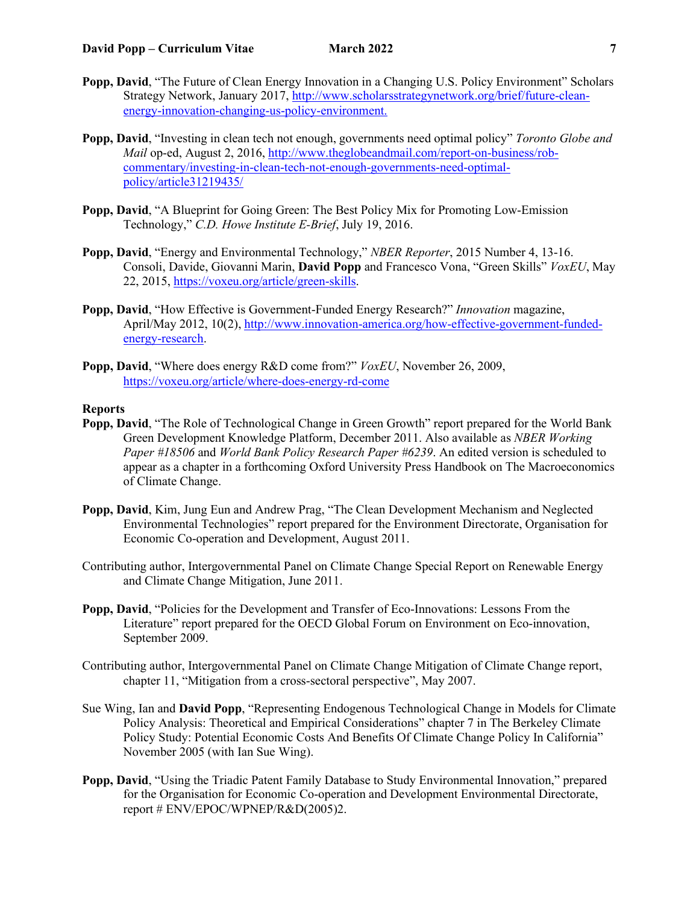**Popp, David**, "The Future of Clean Energy Innovation in a Changing U.S. Policy Environment" Scholars Strategy Network, January 2017, [http://www.scholarsstrategynetwork.org/brief/future-clean-energy-innovation-changing-us-policy-environment.](http://www.scholarsstrategynetwork.org/brief/future-clean-energy-innovation-changing-us-policy-environment)

**Popp, David**, "Investing in clean tech not enough, governments need optimal policy" *Toronto Globe and Mail* op-ed, August 2, 2016, [http://www.theglobeandmail.com/report-on-business/rob-commentary/investing-in-clean-tech-not-enough-governments-need-optimal-policy/article31219435/](http://www.theglobeandmail.com/report-on-business/rob-commentary/investing-in-clean-tech-not-enough-governments-need-optimal-policy/article31219435/)

**Popp, David**, "A Blueprint for Going Green: The Best Policy Mix for Promoting Low-Emission Technology," *C.D. Howe Institute E-Brief*, July 19, 2016.

**Popp, David**, "Energy and Environmental Technology," *NBER Reporter*, 2015 Number 4, 13-16.
Consoli, Davide, Giovanni Marin, **David Popp** and Francesco Vona, "Green Skills" *VoxEU*, May 22, 2015, [https://voxeu.org/article/green-skills](https://voxeu.org/article/green-skills).

**Popp, David**, "How Effective is Government-Funded Energy Research?" *Innovation* magazine, April/May 2012, 10(2), [http://www.innovation-america.org/how-effective-government-funded-energy-research](http://www.innovation-america.org/how-effective-government-funded-energy-research).

**Popp, David**, "Where does energy R&D come from?" *VoxEU*, November 26, 2009, [https://voxeu.org/article/where-does-energy-rd-come](https://voxeu.org/article/where-does-energy-rd-come)

**Reports**

**Popp, David**, "The Role of Technological Change in Green Growth" report prepared for the World Bank Green Development Knowledge Platform, December 2011. Also available as *NBER Working Paper #18506* and *World Bank Policy Research Paper #6239*. An edited version is scheduled to appear as a chapter in a forthcoming Oxford University Press Handbook on The Macroeconomics of Climate Change.

**Popp, David**, Kim, Jung Eun and Andrew Prag, "The Clean Development Mechanism and Neglected Environmental Technologies" report prepared for the Environment Directorate, Organisation for Economic Co-operation and Development, August 2011.

Contributing author, Intergovernmental Panel on Climate Change Special Report on Renewable Energy and Climate Change Mitigation, June 2011.

**Popp, David**, "Policies for the Development and Transfer of Eco-Innovations: Lessons From the Literature" report prepared for the OECD Global Forum on Environment on Eco-innovation, September 2009.

Contributing author, Intergovernmental Panel on Climate Change Mitigation of Climate Change report, chapter 11, "Mitigation from a cross-sectoral perspective", May 2007.

Sue Wing, Ian and **David Popp**, "Representing Endogenous Technological Change in Models for Climate Policy Analysis: Theoretical and Empirical Considerations" chapter 7 in The Berkeley Climate Policy Study: Potential Economic Costs And Benefits Of Climate Change Policy In California" November 2005 (with Ian Sue Wing).

**Popp, David**, "Using the Triadic Patent Family Database to Study Environmental Innovation," prepared for the Organisation for Economic Co-operation and Development Environmental Directorate, report # ENV/EPOC/WPNEP/R&D(2005)2.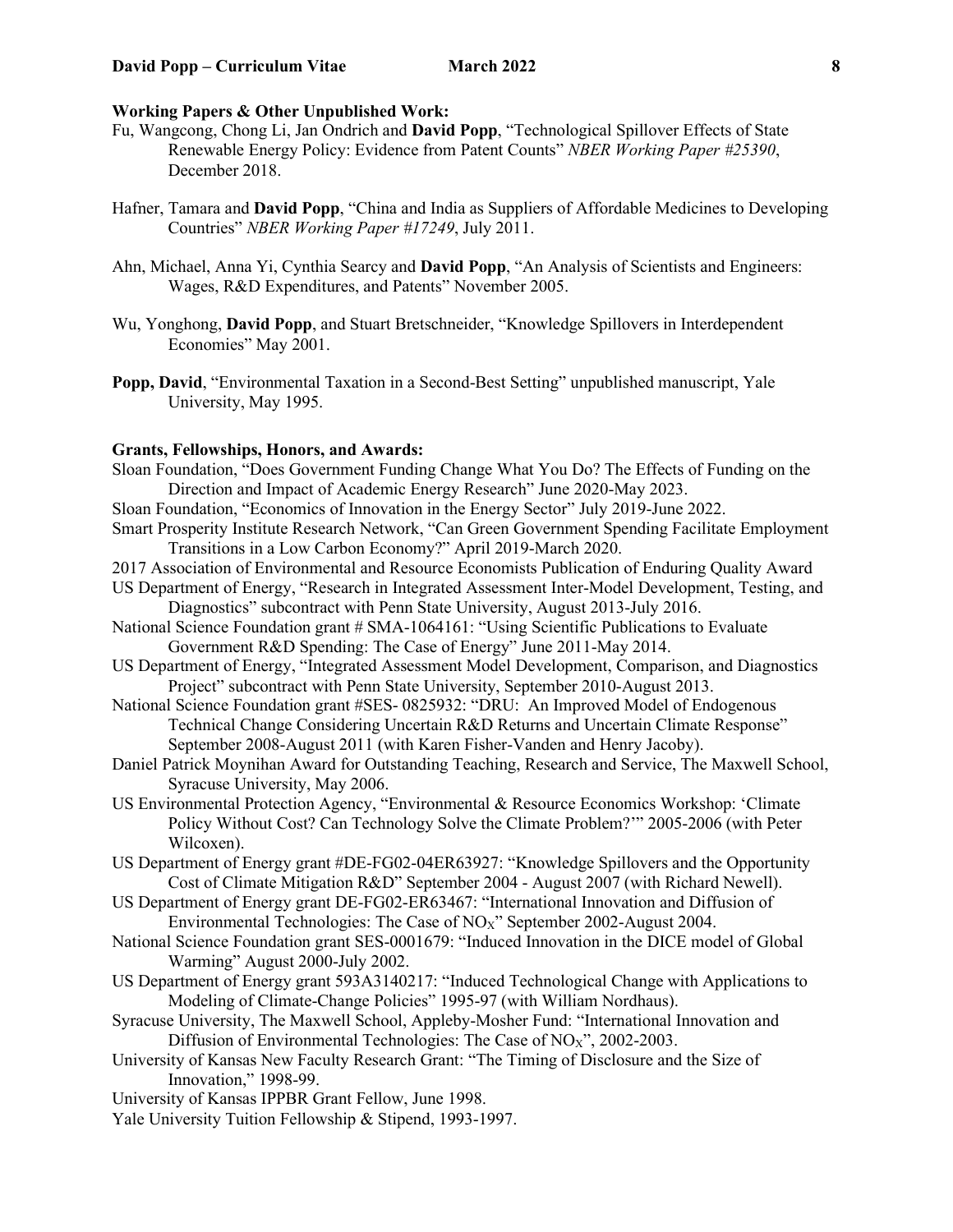**Working Papers & Other Unpublished Work:**

Fu, Wangcong, Chong Li, Jan Ondrich and **David Popp**, "Technological Spillover Effects of State Renewable Energy Policy: Evidence from Patent Counts" *NBER Working Paper #25390*, December 2018.

Hafner, Tamara and **David Popp**, "China and India as Suppliers of Affordable Medicines to Developing Countries" *NBER Working Paper #17249*, July 2011.

Ahn, Michael, Anna Yi, Cynthia Searcy and **David Popp**, "An Analysis of Scientists and Engineers: Wages, R&D Expenditures, and Patents" November 2005.

Wu, Yonghong, **David Popp**, and Stuart Bretschneider, "Knowledge Spillovers in Interdependent Economies" May 2001.

**Popp, David**, "Environmental Taxation in a Second-Best Setting" unpublished manuscript, Yale University, May 1995.

**Grants, Fellowships, Honors, and Awards:**

Sloan Foundation, "Does Government Funding Change What You Do? The Effects of Funding on the Direction and Impact of Academic Energy Research" June 2020-May 2023.

Sloan Foundation, "Economics of Innovation in the Energy Sector" July 2019-June 2022.

Smart Prosperity Institute Research Network, "Can Green Government Spending Facilitate Employment Transitions in a Low Carbon Economy?" April 2019-March 2020.

2017 Association of Environmental and Resource Economists Publication of Enduring Quality Award

US Department of Energy, "Research in Integrated Assessment Inter-Model Development, Testing, and Diagnostics" subcontract with Penn State University, August 2013-July 2016.

National Science Foundation grant # SMA-1064161: "Using Scientific Publications to Evaluate Government R&D Spending: The Case of Energy" June 2011-May 2014.

US Department of Energy, "Integrated Assessment Model Development, Comparison, and Diagnostics Project" subcontract with Penn State University, September 2010-August 2013.

National Science Foundation grant #SES- 0825932: "DRU: An Improved Model of Endogenous Technical Change Considering Uncertain R&D Returns and Uncertain Climate Response" September 2008-August 2011 (with Karen Fisher-Vanden and Henry Jacoby).

Daniel Patrick Moynihan Award for Outstanding Teaching, Research and Service, The Maxwell School, Syracuse University, May 2006.

US Environmental Protection Agency, "Environmental & Resource Economics Workshop: 'Climate Policy Without Cost? Can Technology Solve the Climate Problem?'" 2005-2006 (with Peter Wilcoxen).

US Department of Energy grant #DE-FG02-04ER63927: "Knowledge Spillovers and the Opportunity Cost of Climate Mitigation R&D" September 2004 - August 2007 (with Richard Newell).

US Department of Energy grant DE-FG02-ER63467: "International Innovation and Diffusion of Environmental Technologies: The Case of $NO_X$" September 2002-August 2004.

National Science Foundation grant SES-0001679: "Induced Innovation in the DICE model of Global Warming" August 2000-July 2002.

US Department of Energy grant 593A3140217: "Induced Technological Change with Applications to Modeling of Climate-Change Policies" 1995-97 (with William Nordhaus).

Syracuse University, The Maxwell School, Appleby-Mosher Fund: "International Innovation and Diffusion of Environmental Technologies: The Case of $NO_X$", 2002-2003.

University of Kansas New Faculty Research Grant: "The Timing of Disclosure and the Size of Innovation," 1998-99.

University of Kansas IPPBR Grant Fellow, June 1998.

Yale University Tuition Fellowship & Stipend, 1993-1997.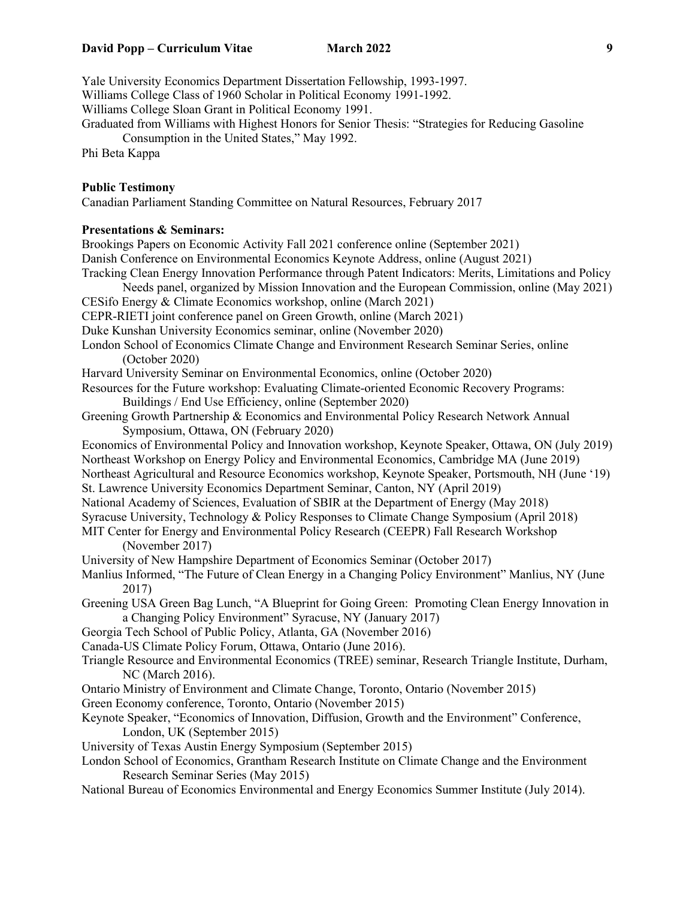Yale University Economics Department Dissertation Fellowship, 1993-1997.
Williams College Class of 1960 Scholar in Political Economy 1991-1992.
Williams College Sloan Grant in Political Economy 1991.
Graduated from Williams with Highest Honors for Senior Thesis: "Strategies for Reducing Gasoline Consumption in the United States," May 1992.
Phi Beta Kappa

**Public Testimony**

Canadian Parliament Standing Committee on Natural Resources, February 2017

**Presentations & Seminars:**

Brookings Papers on Economic Activity Fall 2021 conference online (September 2021)
Danish Conference on Environmental Economics Keynote Address, online (August 2021)
Tracking Clean Energy Innovation Performance through Patent Indicators: Merits, Limitations and Policy Needs panel, organized by Mission Innovation and the European Commission, online (May 2021)
CESifo Energy & Climate Economics workshop, online (March 2021)
CEPR-RIETI joint conference panel on Green Growth, online (March 2021)
Duke Kunshan University Economics seminar, online (November 2020)
London School of Economics Climate Change and Environment Research Seminar Series, online (October 2020)
Harvard University Seminar on Environmental Economics, online (October 2020)
Resources for the Future workshop: Evaluating Climate-oriented Economic Recovery Programs: Buildings / End Use Efficiency, online (September 2020)
Greening Growth Partnership & Economics and Environmental Policy Research Network Annual Symposium, Ottawa, ON (February 2020)
Economics of Environmental Policy and Innovation workshop, Keynote Speaker, Ottawa, ON (July 2019)
Northeast Workshop on Energy Policy and Environmental Economics, Cambridge MA (June 2019)
Northeast Agricultural and Resource Economics workshop, Keynote Speaker, Portsmouth, NH (June '19)
St. Lawrence University Economics Department Seminar, Canton, NY (April 2019)
National Academy of Sciences, Evaluation of SBIR at the Department of Energy (May 2018)
Syracuse University, Technology & Policy Responses to Climate Change Symposium (April 2018)
MIT Center for Energy and Environmental Policy Research (CEEPR) Fall Research Workshop (November 2017)
University of New Hampshire Department of Economics Seminar (October 2017)
Manlius Informed, "The Future of Clean Energy in a Changing Policy Environment" Manlius, NY (June 2017)
Greening USA Green Bag Lunch, "A Blueprint for Going Green: Promoting Clean Energy Innovation in a Changing Policy Environment" Syracuse, NY (January 2017)
Georgia Tech School of Public Policy, Atlanta, GA (November 2016)
Canada-US Climate Policy Forum, Ottawa, Ontario (June 2016).
Triangle Resource and Environmental Economics (TREE) seminar, Research Triangle Institute, Durham, NC (March 2016).
Ontario Ministry of Environment and Climate Change, Toronto, Ontario (November 2015)
Green Economy conference, Toronto, Ontario (November 2015)
Keynote Speaker, "Economics of Innovation, Diffusion, Growth and the Environment" Conference, London, UK (September 2015)
University of Texas Austin Energy Symposium (September 2015)
London School of Economics, Grantham Research Institute on Climate Change and the Environment Research Seminar Series (May 2015)
National Bureau of Economics Environmental and Energy Economics Summer Institute (July 2014).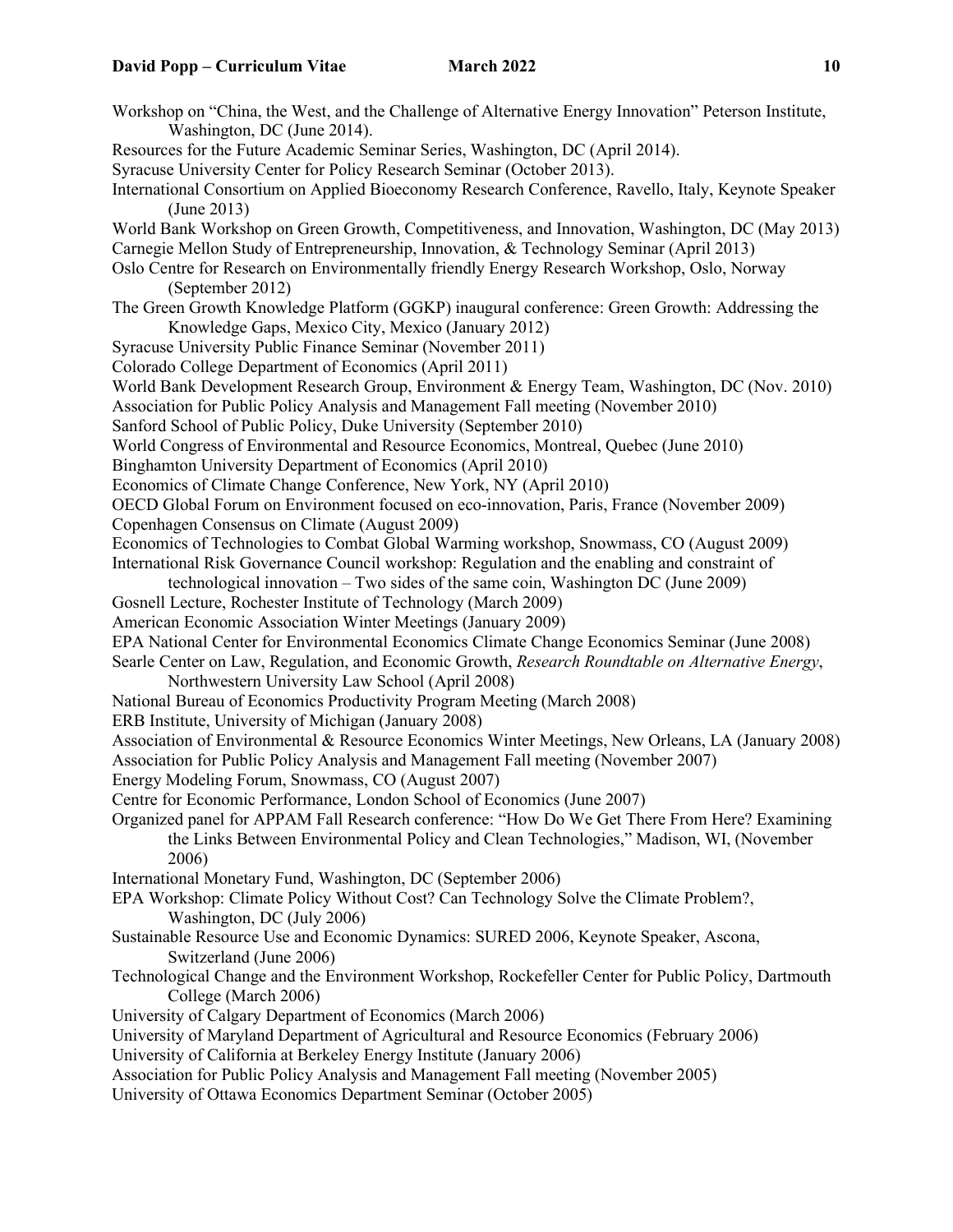Workshop on "China, the West, and the Challenge of Alternative Energy Innovation" Peterson Institute, Washington, DC (June 2014).
Resources for the Future Academic Seminar Series, Washington, DC (April 2014).
Syracuse University Center for Policy Research Seminar (October 2013).
International Consortium on Applied Bioeconomy Research Conference, Ravello, Italy, Keynote Speaker (June 2013)
World Bank Workshop on Green Growth, Competitiveness, and Innovation, Washington, DC (May 2013)
Carnegie Mellon Study of Entrepreneurship, Innovation, & Technology Seminar (April 2013)
Oslo Centre for Research on Environmentally friendly Energy Research Workshop, Oslo, Norway (September 2012)
The Green Growth Knowledge Platform (GGKP) inaugural conference: Green Growth: Addressing the Knowledge Gaps, Mexico City, Mexico (January 2012)
Syracuse University Public Finance Seminar (November 2011)
Colorado College Department of Economics (April 2011)
World Bank Development Research Group, Environment & Energy Team, Washington, DC (Nov. 2010)
Association for Public Policy Analysis and Management Fall meeting (November 2010)
Sanford School of Public Policy, Duke University (September 2010)
World Congress of Environmental and Resource Economics, Montreal, Quebec (June 2010)
Binghamton University Department of Economics (April 2010)
Economics of Climate Change Conference, New York, NY (April 2010)
OECD Global Forum on Environment focused on eco-innovation, Paris, France (November 2009)
Copenhagen Consensus on Climate (August 2009)
Economics of Technologies to Combat Global Warming workshop, Snowmass, CO (August 2009)
International Risk Governance Council workshop: Regulation and the enabling and constraint of technological innovation – Two sides of the same coin, Washington DC (June 2009)
Gosnell Lecture, Rochester Institute of Technology (March 2009)
American Economic Association Winter Meetings (January 2009)
EPA National Center for Environmental Economics Climate Change Economics Seminar (June 2008)
Searle Center on Law, Regulation, and Economic Growth, *Research Roundtable on Alternative Energy*, Northwestern University Law School (April 2008)
National Bureau of Economics Productivity Program Meeting (March 2008)
ERB Institute, University of Michigan (January 2008)
Association of Environmental & Resource Economics Winter Meetings, New Orleans, LA (January 2008)
Association for Public Policy Analysis and Management Fall meeting (November 2007)
Energy Modeling Forum, Snowmass, CO (August 2007)
Centre for Economic Performance, London School of Economics (June 2007)
Organized panel for APPAM Fall Research conference: "How Do We Get There From Here? Examining the Links Between Environmental Policy and Clean Technologies," Madison, WI, (November 2006)
International Monetary Fund, Washington, DC (September 2006)
EPA Workshop: Climate Policy Without Cost? Can Technology Solve the Climate Problem?, Washington, DC (July 2006)
Sustainable Resource Use and Economic Dynamics: SURED 2006, Keynote Speaker, Ascona, Switzerland (June 2006)
Technological Change and the Environment Workshop, Rockefeller Center for Public Policy, Dartmouth College (March 2006)
University of Calgary Department of Economics (March 2006)
University of Maryland Department of Agricultural and Resource Economics (February 2006)
University of California at Berkeley Energy Institute (January 2006)
Association for Public Policy Analysis and Management Fall meeting (November 2005)
University of Ottawa Economics Department Seminar (October 2005)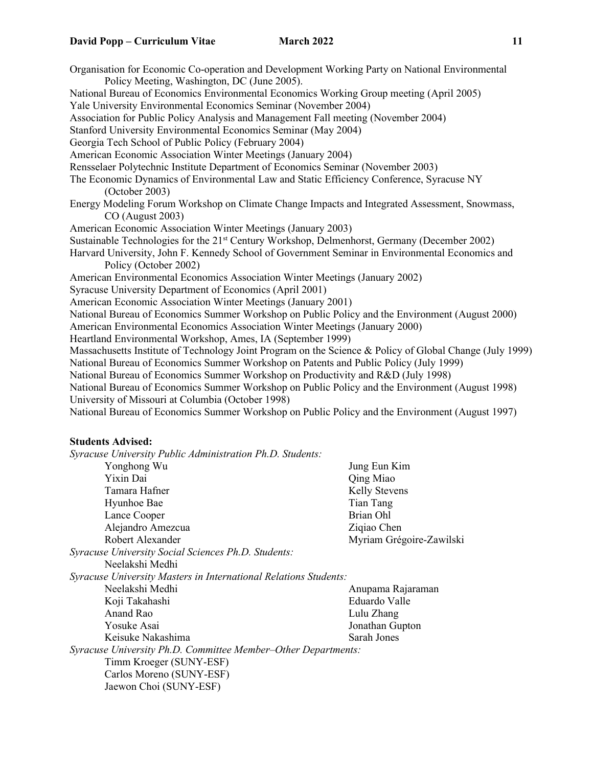Organisation for Economic Co-operation and Development Working Party on National Environmental Policy Meeting, Washington, DC (June 2005).

National Bureau of Economics Environmental Economics Working Group meeting (April 2005)

Yale University Environmental Economics Seminar (November 2004)

Association for Public Policy Analysis and Management Fall meeting (November 2004)

Stanford University Environmental Economics Seminar (May 2004)

Georgia Tech School of Public Policy (February 2004)

American Economic Association Winter Meetings (January 2004)

Rensselaer Polytechnic Institute Department of Economics Seminar (November 2003)

The Economic Dynamics of Environmental Law and Static Efficiency Conference, Syracuse NY (October 2003)

Energy Modeling Forum Workshop on Climate Change Impacts and Integrated Assessment, Snowmass, CO (August 2003)

American Economic Association Winter Meetings (January 2003)

Sustainable Technologies for the 21st Century Workshop, Delmenhorst, Germany (December 2002)

Harvard University, John F. Kennedy School of Government Seminar in Environmental Economics and Policy (October 2002)

American Environmental Economics Association Winter Meetings (January 2002)

Syracuse University Department of Economics (April 2001)

American Economic Association Winter Meetings (January 2001)

National Bureau of Economics Summer Workshop on Public Policy and the Environment (August 2000)

American Environmental Economics Association Winter Meetings (January 2000)

Heartland Environmental Workshop, Ames, IA (September 1999)

Massachusetts Institute of Technology Joint Program on the Science & Policy of Global Change (July 1999)

National Bureau of Economics Summer Workshop on Patents and Public Policy (July 1999)

National Bureau of Economics Summer Workshop on Productivity and R&D (July 1998)

National Bureau of Economics Summer Workshop on Public Policy and the Environment (August 1998)

University of Missouri at Columbia (October 1998)

National Bureau of Economics Summer Workshop on Public Policy and the Environment (August 1997)

**Students Advised:**

*Syracuse University Public Administration Ph.D. Students:*

- Yonghong Wu
- Jung Eun Kim
- Yixin Dai
- Qing Miao
- Tamara Hafner
- Kelly Stevens
- Hyunhoe Bae
- Tian Tang
- Lance Cooper
- Brian Ohl
- Alejandro Amezcua
- Ziqiao Chen
- Robert Alexander
- Myriam Grégoire-Zawilski

*Syracuse University Social Sciences Ph.D. Students:*

- Neelakshi Medhi

*Syracuse University Masters in International Relations Students:*

- Neelakshi Medhi
- Anupama Rajaraman
- Koji Takahashi
- Eduardo Valle
- Anand Rao
- Lulu Zhang
- Yosuke Asai
- Jonathan Gupton
- Keisuke Nakashima
- Sarah Jones

*Syracuse University Ph.D. Committee Member–Other Departments:*

- Timm Kroeger (SUNY-ESF)
- Carlos Moreno (SUNY-ESF)
- Jaewon Choi (SUNY-ESF)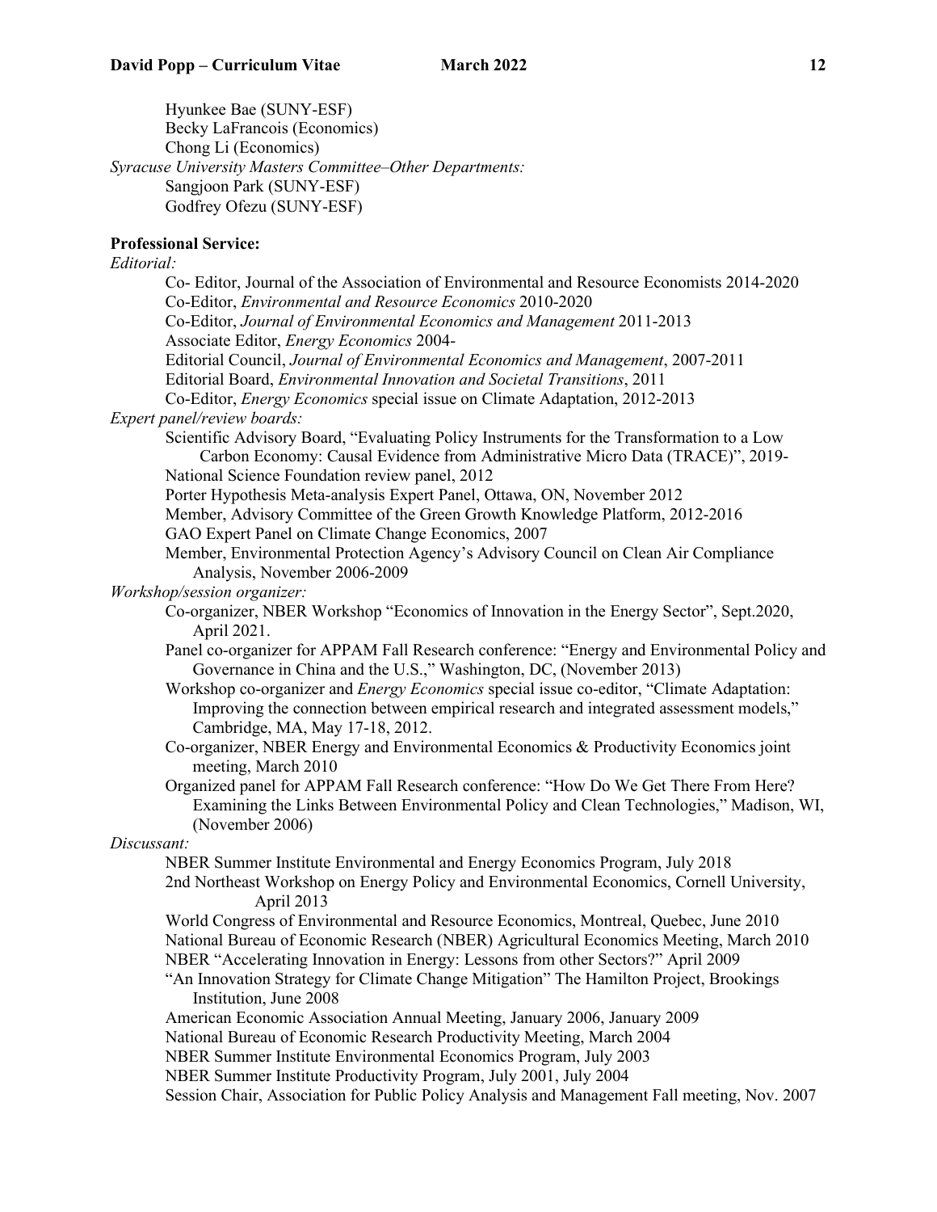Hyunkee Bae (SUNY-ESF)
Becky LaFrancois (Economics)
Chong Li (Economics)

*Syracuse University Masters Committee–Other Departments:*

Sangjoon Park (SUNY-ESF)
Godfrey Ofezu (SUNY-ESF)

**Professional Service:**

*Editorial:*

Co- Editor, Journal of the Association of Environmental and Resource Economists 2014-2020
Co-Editor, *Environmental and Resource Economics* 2010-2020
Co-Editor, *Journal of Environmental Economics and Management* 2011-2013
Associate Editor, *Energy Economics* 2004-
Editorial Council, *Journal of Environmental Economics and Management*, 2007-2011
Editorial Board, *Environmental Innovation and Societal Transitions*, 2011
Co-Editor, *Energy Economics* special issue on Climate Adaptation, 2012-2013

*Expert panel/review boards:*

Scientific Advisory Board, "Evaluating Policy Instruments for the Transformation to a Low Carbon Economy: Causal Evidence from Administrative Micro Data (TRACE)", 2019-
National Science Foundation review panel, 2012
Porter Hypothesis Meta-analysis Expert Panel, Ottawa, ON, November 2012
Member, Advisory Committee of the Green Growth Knowledge Platform, 2012-2016
GAO Expert Panel on Climate Change Economics, 2007
Member, Environmental Protection Agency's Advisory Council on Clean Air Compliance Analysis, November 2006-2009

*Workshop/session organizer:*

Co-organizer, NBER Workshop "Economics of Innovation in the Energy Sector", Sept.2020, April 2021.
Panel co-organizer for APPAM Fall Research conference: "Energy and Environmental Policy and Governance in China and the U.S.," Washington, DC, (November 2013)
Workshop co-organizer and *Energy Economics* special issue co-editor, "Climate Adaptation: Improving the connection between empirical research and integrated assessment models," Cambridge, MA, May 17-18, 2012.
Co-organizer, NBER Energy and Environmental Economics & Productivity Economics joint meeting, March 2010
Organized panel for APPAM Fall Research conference: "How Do We Get There From Here? Examining the Links Between Environmental Policy and Clean Technologies," Madison, WI, (November 2006)

*Discussant:*

NBER Summer Institute Environmental and Energy Economics Program, July 2018
2nd Northeast Workshop on Energy Policy and Environmental Economics, Cornell University, April 2013
World Congress of Environmental and Resource Economics, Montreal, Quebec, June 2010
National Bureau of Economic Research (NBER) Agricultural Economics Meeting, March 2010
NBER "Accelerating Innovation in Energy: Lessons from other Sectors?" April 2009
"An Innovation Strategy for Climate Change Mitigation" The Hamilton Project, Brookings Institution, June 2008
American Economic Association Annual Meeting, January 2006, January 2009
National Bureau of Economic Research Productivity Meeting, March 2004
NBER Summer Institute Environmental Economics Program, July 2003
NBER Summer Institute Productivity Program, July 2001, July 2004
Session Chair, Association for Public Policy Analysis and Management Fall meeting, Nov. 2007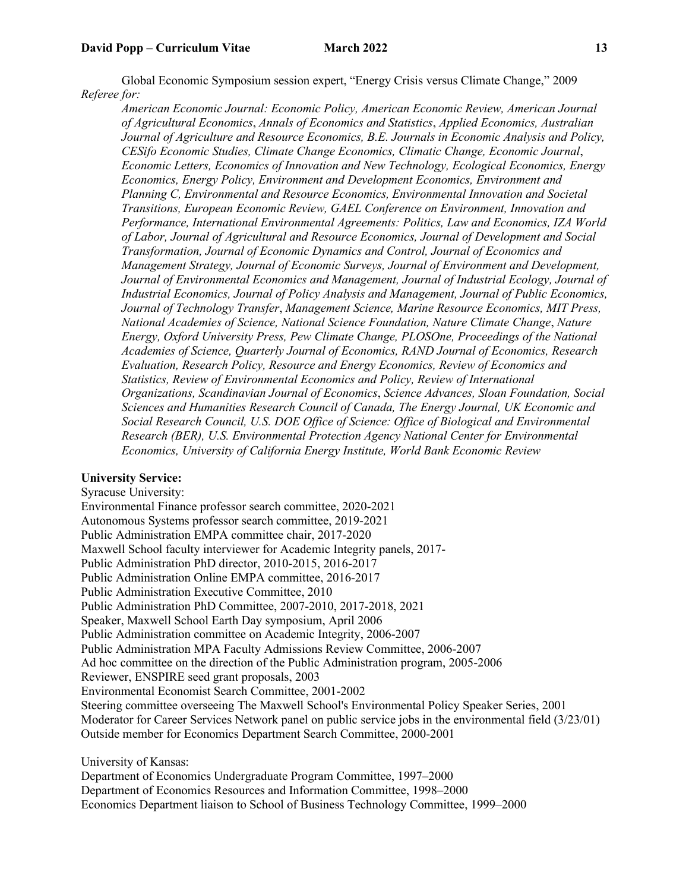Global Economic Symposium session expert, "Energy Crisis versus Climate Change," 2009

*Referee for:*

*American Economic Journal: Economic Policy, American Economic Review, American Journal of Agricultural Economics, Annals of Economics and Statistics, Applied Economics, Australian Journal of Agriculture and Resource Economics, B.E. Journals in Economic Analysis and Policy, CESifo Economic Studies, Climate Change Economics, Climatic Change, Economic Journal, Economic Letters, Economics of Innovation and New Technology, Ecological Economics, Energy Economics, Energy Policy, Environment and Development Economics, Environment and Planning C, Environmental and Resource Economics, Environmental Innovation and Societal Transitions, European Economic Review, GAEL Conference on Environment, Innovation and Performance, International Environmental Agreements: Politics, Law and Economics, IZA World of Labor, Journal of Agricultural and Resource Economics, Journal of Development and Social Transformation, Journal of Economic Dynamics and Control, Journal of Economics and Management Strategy, Journal of Economic Surveys, Journal of Environment and Development, Journal of Environmental Economics and Management, Journal of Industrial Ecology, Journal of Industrial Economics, Journal of Policy Analysis and Management, Journal of Public Economics, Journal of Technology Transfer, Management Science, Marine Resource Economics, MIT Press, National Academies of Science, National Science Foundation, Nature Climate Change, Nature Energy, Oxford University Press, Pew Climate Change, PLOSOne, Proceedings of the National Academies of Science, Quarterly Journal of Economics, RAND Journal of Economics, Research Evaluation, Research Policy, Resource and Energy Economics, Review of Economics and Statistics, Review of Environmental Economics and Policy, Review of International Organizations, Scandinavian Journal of Economics, Science Advances, Sloan Foundation, Social Sciences and Humanities Research Council of Canada, The Energy Journal, UK Economic and Social Research Council, U.S. DOE Office of Science: Office of Biological and Environmental Research (BER), U.S. Environmental Protection Agency National Center for Environmental Economics, University of California Energy Institute, World Bank Economic Review*

**University Service:**

Syracuse University:
Environmental Finance professor search committee, 2020-2021
Autonomous Systems professor search committee, 2019-2021
Public Administration EMPA committee chair, 2017-2020
Maxwell School faculty interviewer for Academic Integrity panels, 2017-
Public Administration PhD director, 2010-2015, 2016-2017
Public Administration Online EMPA committee, 2016-2017
Public Administration Executive Committee, 2010
Public Administration PhD Committee, 2007-2010, 2017-2018, 2021
Speaker, Maxwell School Earth Day symposium, April 2006
Public Administration committee on Academic Integrity, 2006-2007
Public Administration MPA Faculty Admissions Review Committee, 2006-2007
Ad hoc committee on the direction of the Public Administration program, 2005-2006
Reviewer, ENSPIRE seed grant proposals, 2003
Environmental Economist Search Committee, 2001-2002
Steering committee overseeing The Maxwell School's Environmental Policy Speaker Series, 2001
Moderator for Career Services Network panel on public service jobs in the environmental field (3/23/01)
Outside member for Economics Department Search Committee, 2000-2001

University of Kansas:
Department of Economics Undergraduate Program Committee, 1997–2000
Department of Economics Resources and Information Committee, 1998–2000
Economics Department liaison to School of Business Technology Committee, 1999–2000